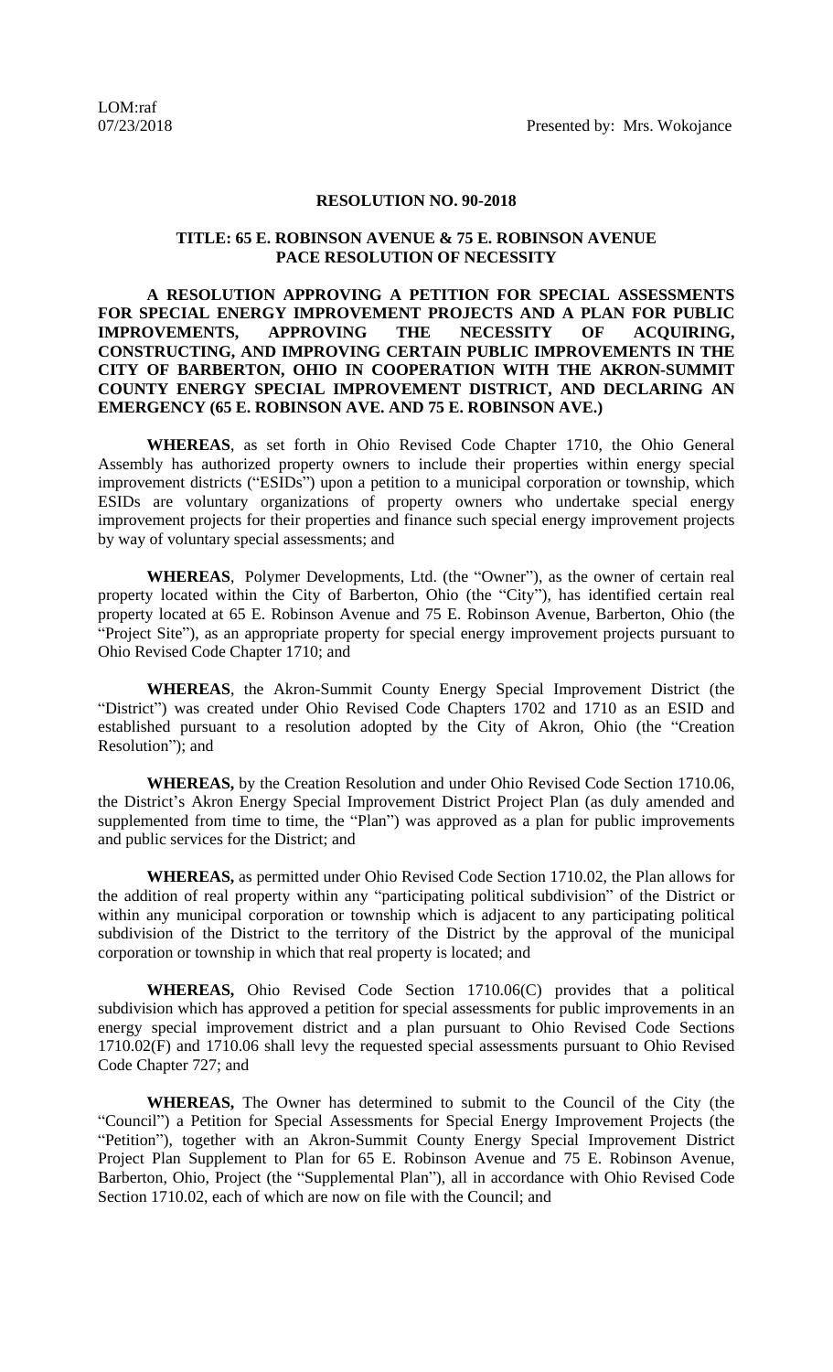LOM:raf
07/23/2018 Presented by: Mrs. Wokojance

**RESOLUTION NO. 90-2018**

**TITLE: 65 E. ROBINSON AVENUE & 75 E. ROBINSON AVENUE PACE RESOLUTION OF NECESSITY**

**A RESOLUTION APPROVING A PETITION FOR SPECIAL ASSESSMENTS FOR SPECIAL ENERGY IMPROVEMENT PROJECTS AND A PLAN FOR PUBLIC IMPROVEMENTS, APPROVING THE NECESSITY OF ACQUIRING, CONSTRUCTING, AND IMPROVING CERTAIN PUBLIC IMPROVEMENTS IN THE CITY OF BARBERTON, OHIO IN COOPERATION WITH THE AKRON-SUMMIT COUNTY ENERGY SPECIAL IMPROVEMENT DISTRICT, AND DECLARING AN EMERGENCY (65 E. ROBINSON AVE. AND 75 E. ROBINSON AVE.)**

**WHEREAS**, as set forth in Ohio Revised Code Chapter 1710, the Ohio General Assembly has authorized property owners to include their properties within energy special improvement districts ("ESIDs") upon a petition to a municipal corporation or township, which ESIDs are voluntary organizations of property owners who undertake special energy improvement projects for their properties and finance such special energy improvement projects by way of voluntary special assessments; and

**WHEREAS**, Polymer Developments, Ltd. (the "Owner"), as the owner of certain real property located within the City of Barberton, Ohio (the "City"), has identified certain real property located at 65 E. Robinson Avenue and 75 E. Robinson Avenue, Barberton, Ohio (the "Project Site"), as an appropriate property for special energy improvement projects pursuant to Ohio Revised Code Chapter 1710; and

**WHEREAS**, the Akron-Summit County Energy Special Improvement District (the "District") was created under Ohio Revised Code Chapters 1702 and 1710 as an ESID and established pursuant to a resolution adopted by the City of Akron, Ohio (the "Creation Resolution"); and

**WHEREAS,** by the Creation Resolution and under Ohio Revised Code Section 1710.06, the District's Akron Energy Special Improvement District Project Plan (as duly amended and supplemented from time to time, the "Plan") was approved as a plan for public improvements and public services for the District; and

**WHEREAS,** as permitted under Ohio Revised Code Section 1710.02, the Plan allows for the addition of real property within any "participating political subdivision" of the District or within any municipal corporation or township which is adjacent to any participating political subdivision of the District to the territory of the District by the approval of the municipal corporation or township in which that real property is located; and

**WHEREAS,** Ohio Revised Code Section 1710.06(C) provides that a political subdivision which has approved a petition for special assessments for public improvements in an energy special improvement district and a plan pursuant to Ohio Revised Code Sections 1710.02(F) and 1710.06 shall levy the requested special assessments pursuant to Ohio Revised Code Chapter 727; and

**WHEREAS,** The Owner has determined to submit to the Council of the City (the "Council") a Petition for Special Assessments for Special Energy Improvement Projects (the "Petition"), together with an Akron-Summit County Energy Special Improvement District Project Plan Supplement to Plan for 65 E. Robinson Avenue and 75 E. Robinson Avenue, Barberton, Ohio, Project (the "Supplemental Plan"), all in accordance with Ohio Revised Code Section 1710.02, each of which are now on file with the Council; and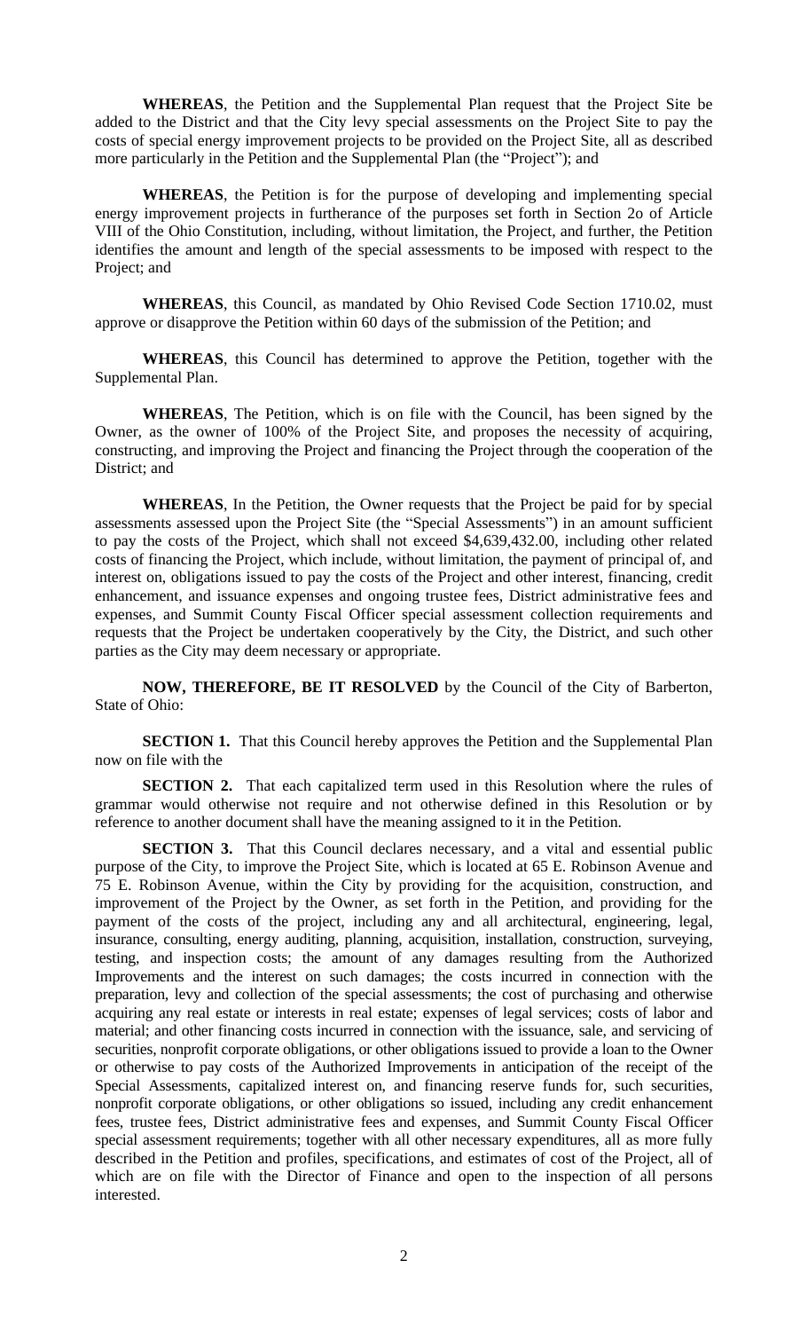**WHEREAS**, the Petition and the Supplemental Plan request that the Project Site be added to the District and that the City levy special assessments on the Project Site to pay the costs of special energy improvement projects to be provided on the Project Site, all as described more particularly in the Petition and the Supplemental Plan (the "Project"); and

**WHEREAS**, the Petition is for the purpose of developing and implementing special energy improvement projects in furtherance of the purposes set forth in Section 2o of Article VIII of the Ohio Constitution, including, without limitation, the Project, and further, the Petition identifies the amount and length of the special assessments to be imposed with respect to the Project; and

**WHEREAS**, this Council, as mandated by Ohio Revised Code Section 1710.02, must approve or disapprove the Petition within 60 days of the submission of the Petition; and

**WHEREAS**, this Council has determined to approve the Petition, together with the Supplemental Plan.

**WHEREAS**, The Petition, which is on file with the Council, has been signed by the Owner, as the owner of 100% of the Project Site, and proposes the necessity of acquiring, constructing, and improving the Project and financing the Project through the cooperation of the District; and

**WHEREAS**, In the Petition, the Owner requests that the Project be paid for by special assessments assessed upon the Project Site (the "Special Assessments") in an amount sufficient to pay the costs of the Project, which shall not exceed $4,639,432.00, including other related costs of financing the Project, which include, without limitation, the payment of principal of, and interest on, obligations issued to pay the costs of the Project and other interest, financing, credit enhancement, and issuance expenses and ongoing trustee fees, District administrative fees and expenses, and Summit County Fiscal Officer special assessment collection requirements and requests that the Project be undertaken cooperatively by the City, the District, and such other parties as the City may deem necessary or appropriate.

**NOW, THEREFORE, BE IT RESOLVED** by the Council of the City of Barberton, State of Ohio:

**SECTION 1.** That this Council hereby approves the Petition and the Supplemental Plan now on file with the

**SECTION 2.** That each capitalized term used in this Resolution where the rules of grammar would otherwise not require and not otherwise defined in this Resolution or by reference to another document shall have the meaning assigned to it in the Petition.

**SECTION 3.** That this Council declares necessary, and a vital and essential public purpose of the City, to improve the Project Site, which is located at 65 E. Robinson Avenue and 75 E. Robinson Avenue, within the City by providing for the acquisition, construction, and improvement of the Project by the Owner, as set forth in the Petition, and providing for the payment of the costs of the project, including any and all architectural, engineering, legal, insurance, consulting, energy auditing, planning, acquisition, installation, construction, surveying, testing, and inspection costs; the amount of any damages resulting from the Authorized Improvements and the interest on such damages; the costs incurred in connection with the preparation, levy and collection of the special assessments; the cost of purchasing and otherwise acquiring any real estate or interests in real estate; expenses of legal services; costs of labor and material; and other financing costs incurred in connection with the issuance, sale, and servicing of securities, nonprofit corporate obligations, or other obligations issued to provide a loan to the Owner or otherwise to pay costs of the Authorized Improvements in anticipation of the receipt of the Special Assessments, capitalized interest on, and financing reserve funds for, such securities, nonprofit corporate obligations, or other obligations so issued, including any credit enhancement fees, trustee fees, District administrative fees and expenses, and Summit County Fiscal Officer special assessment requirements; together with all other necessary expenditures, all as more fully described in the Petition and profiles, specifications, and estimates of cost of the Project, all of which are on file with the Director of Finance and open to the inspection of all persons interested.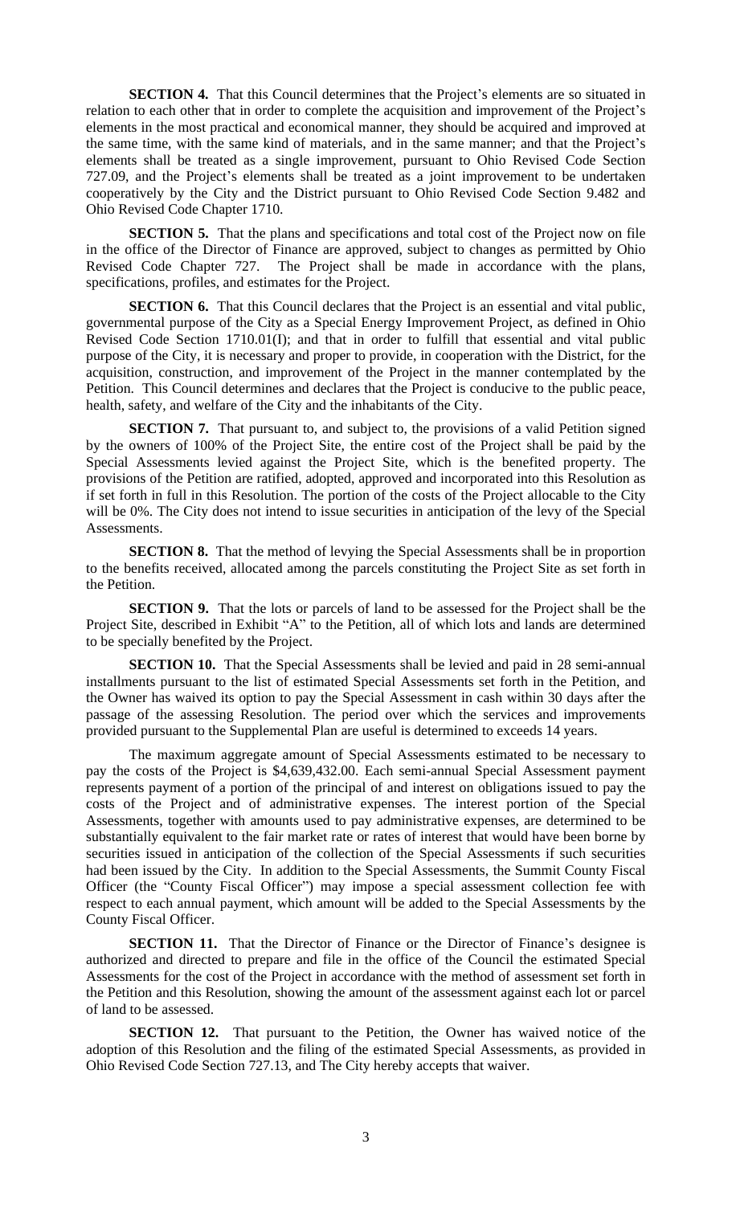**SECTION 4.** That this Council determines that the Project's elements are so situated in relation to each other that in order to complete the acquisition and improvement of the Project's elements in the most practical and economical manner, they should be acquired and improved at the same time, with the same kind of materials, and in the same manner; and that the Project's elements shall be treated as a single improvement, pursuant to Ohio Revised Code Section 727.09, and the Project's elements shall be treated as a joint improvement to be undertaken cooperatively by the City and the District pursuant to Ohio Revised Code Section 9.482 and Ohio Revised Code Chapter 1710.

**SECTION 5.** That the plans and specifications and total cost of the Project now on file in the office of the Director of Finance are approved, subject to changes as permitted by Ohio Revised Code Chapter 727. The Project shall be made in accordance with the plans, specifications, profiles, and estimates for the Project.

**SECTION 6.** That this Council declares that the Project is an essential and vital public, governmental purpose of the City as a Special Energy Improvement Project, as defined in Ohio Revised Code Section 1710.01(I); and that in order to fulfill that essential and vital public purpose of the City, it is necessary and proper to provide, in cooperation with the District, for the acquisition, construction, and improvement of the Project in the manner contemplated by the Petition. This Council determines and declares that the Project is conducive to the public peace, health, safety, and welfare of the City and the inhabitants of the City.

**SECTION 7.** That pursuant to, and subject to, the provisions of a valid Petition signed by the owners of 100% of the Project Site, the entire cost of the Project shall be paid by the Special Assessments levied against the Project Site, which is the benefited property. The provisions of the Petition are ratified, adopted, approved and incorporated into this Resolution as if set forth in full in this Resolution. The portion of the costs of the Project allocable to the City will be 0%. The City does not intend to issue securities in anticipation of the levy of the Special Assessments.

**SECTION 8.** That the method of levying the Special Assessments shall be in proportion to the benefits received, allocated among the parcels constituting the Project Site as set forth in the Petition.

**SECTION 9.** That the lots or parcels of land to be assessed for the Project shall be the Project Site, described in Exhibit "A" to the Petition, all of which lots and lands are determined to be specially benefited by the Project.

**SECTION 10.** That the Special Assessments shall be levied and paid in 28 semi-annual installments pursuant to the list of estimated Special Assessments set forth in the Petition, and the Owner has waived its option to pay the Special Assessment in cash within 30 days after the passage of the assessing Resolution. The period over which the services and improvements provided pursuant to the Supplemental Plan are useful is determined to exceeds 14 years.

The maximum aggregate amount of Special Assessments estimated to be necessary to pay the costs of the Project is $4,639,432.00. Each semi-annual Special Assessment payment represents payment of a portion of the principal of and interest on obligations issued to pay the costs of the Project and of administrative expenses. The interest portion of the Special Assessments, together with amounts used to pay administrative expenses, are determined to be substantially equivalent to the fair market rate or rates of interest that would have been borne by securities issued in anticipation of the collection of the Special Assessments if such securities had been issued by the City. In addition to the Special Assessments, the Summit County Fiscal Officer (the "County Fiscal Officer") may impose a special assessment collection fee with respect to each annual payment, which amount will be added to the Special Assessments by the County Fiscal Officer.

**SECTION 11.** That the Director of Finance or the Director of Finance's designee is authorized and directed to prepare and file in the office of the Council the estimated Special Assessments for the cost of the Project in accordance with the method of assessment set forth in the Petition and this Resolution, showing the amount of the assessment against each lot or parcel of land to be assessed.

**SECTION 12.** That pursuant to the Petition, the Owner has waived notice of the adoption of this Resolution and the filing of the estimated Special Assessments, as provided in Ohio Revised Code Section 727.13, and The City hereby accepts that waiver.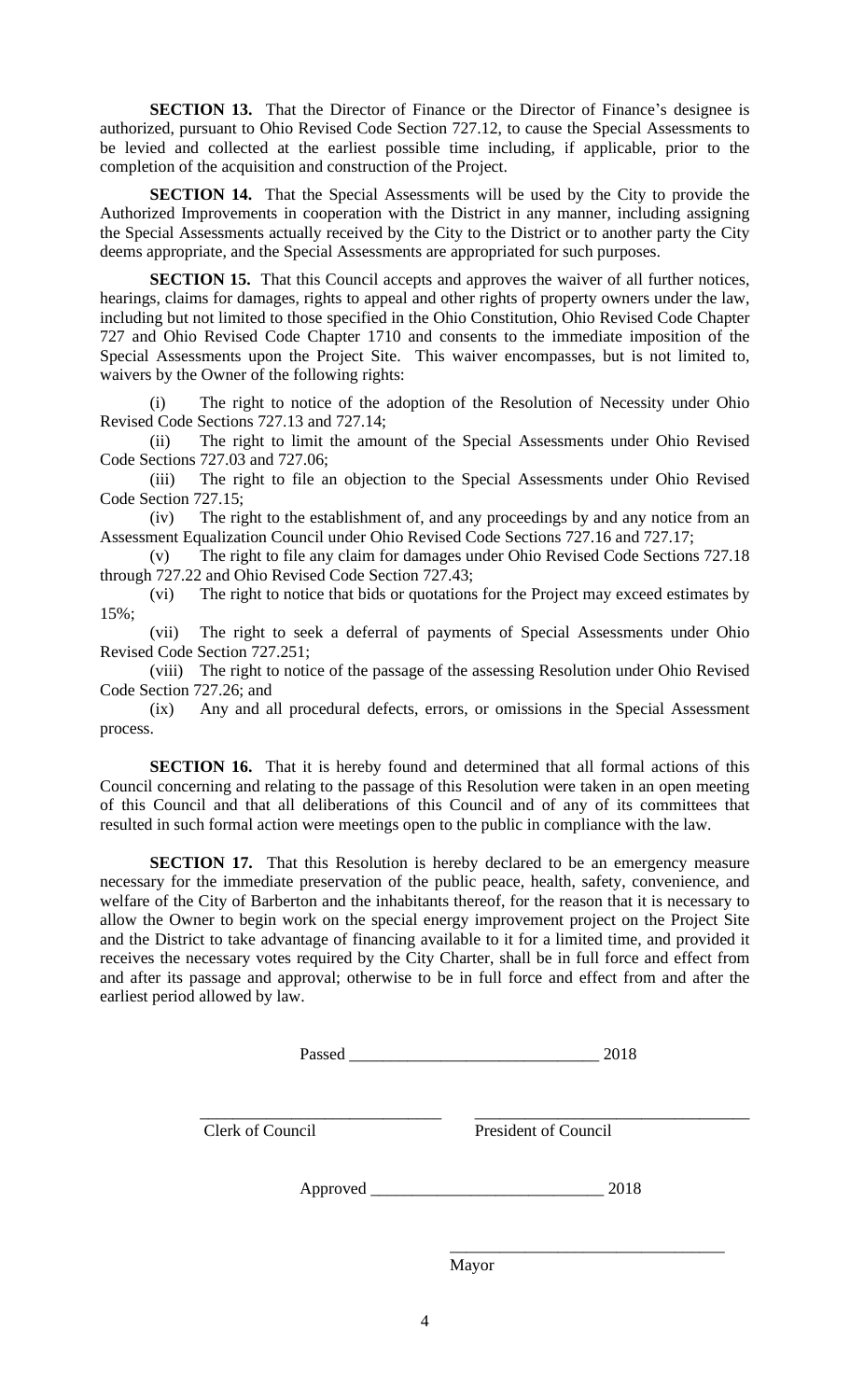**SECTION 13.** That the Director of Finance or the Director of Finance's designee is authorized, pursuant to Ohio Revised Code Section 727.12, to cause the Special Assessments to be levied and collected at the earliest possible time including, if applicable, prior to the completion of the acquisition and construction of the Project.

**SECTION 14.** That the Special Assessments will be used by the City to provide the Authorized Improvements in cooperation with the District in any manner, including assigning the Special Assessments actually received by the City to the District or to another party the City deems appropriate, and the Special Assessments are appropriated for such purposes.

**SECTION 15.** That this Council accepts and approves the waiver of all further notices, hearings, claims for damages, rights to appeal and other rights of property owners under the law, including but not limited to those specified in the Ohio Constitution, Ohio Revised Code Chapter 727 and Ohio Revised Code Chapter 1710 and consents to the immediate imposition of the Special Assessments upon the Project Site. This waiver encompasses, but is not limited to, waivers by the Owner of the following rights:

(i) The right to notice of the adoption of the Resolution of Necessity under Ohio Revised Code Sections 727.13 and 727.14;

(ii) The right to limit the amount of the Special Assessments under Ohio Revised Code Sections 727.03 and 727.06;

(iii) The right to file an objection to the Special Assessments under Ohio Revised Code Section 727.15;

(iv) The right to the establishment of, and any proceedings by and any notice from an Assessment Equalization Council under Ohio Revised Code Sections 727.16 and 727.17;

(v) The right to file any claim for damages under Ohio Revised Code Sections 727.18 through 727.22 and Ohio Revised Code Section 727.43;

(vi) The right to notice that bids or quotations for the Project may exceed estimates by 15%;

(vii) The right to seek a deferral of payments of Special Assessments under Ohio Revised Code Section 727.251;

(viii) The right to notice of the passage of the assessing Resolution under Ohio Revised Code Section 727.26; and

(ix) Any and all procedural defects, errors, or omissions in the Special Assessment process.

**SECTION 16.** That it is hereby found and determined that all formal actions of this Council concerning and relating to the passage of this Resolution were taken in an open meeting of this Council and that all deliberations of this Council and of any of its committees that resulted in such formal action were meetings open to the public in compliance with the law.

**SECTION 17.** That this Resolution is hereby declared to be an emergency measure necessary for the immediate preservation of the public peace, health, safety, convenience, and welfare of the City of Barberton and the inhabitants thereof, for the reason that it is necessary to allow the Owner to begin work on the special energy improvement project on the Project Site and the District to take advantage of financing available to it for a limited time, and provided it receives the necessary votes required by the City Charter, shall be in full force and effect from and after its passage and approval; otherwise to be in full force and effect from and after the earliest period allowed by law.

Passed ______________________________ 2018

______________________________ Clerk of Council

______________________________ President of Council

Approved ____________________________ 2018

______________________________ Mayor